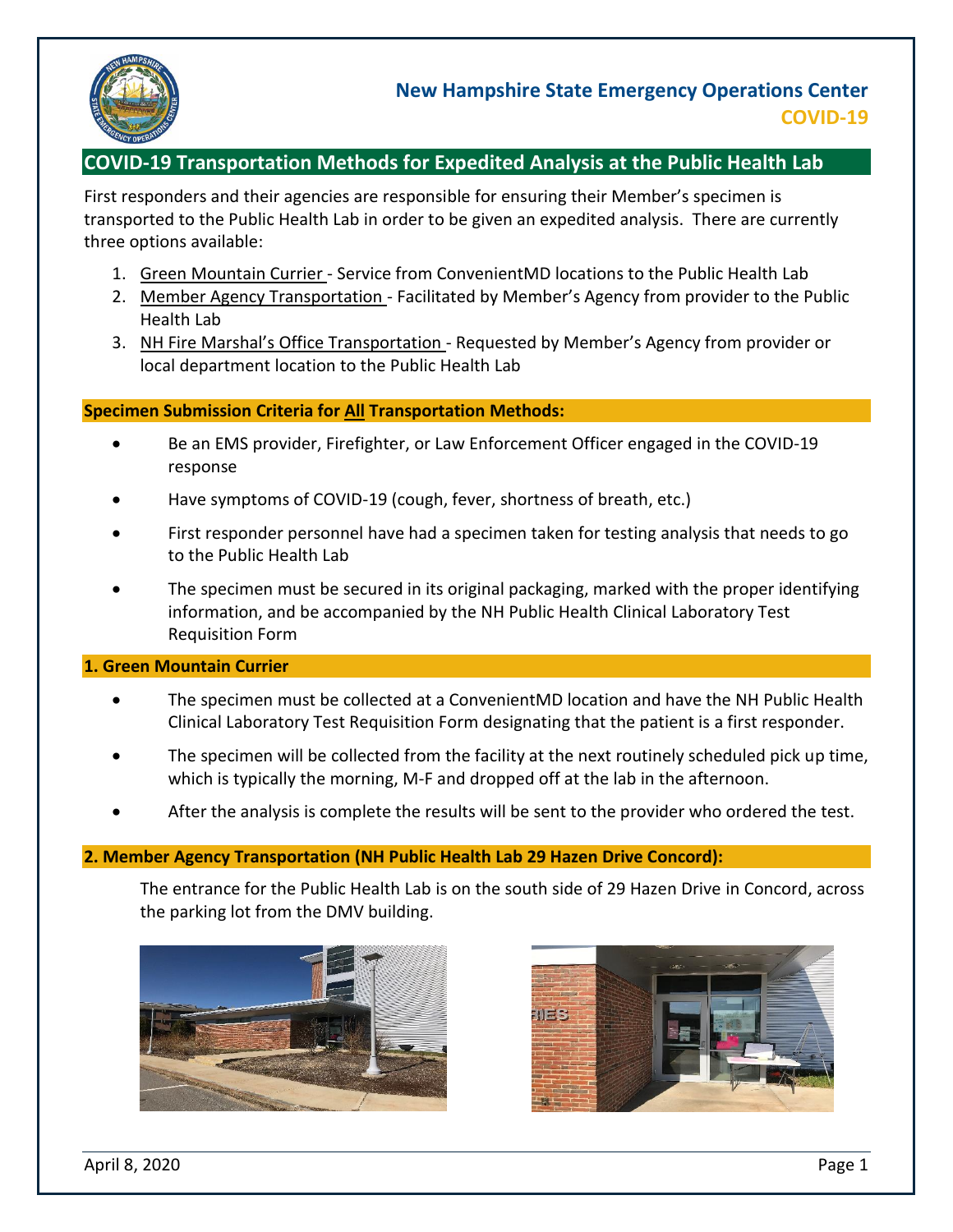**New Hampshire State Emergency Operations Center**
**COVID-19**

## COVID-19 Transportation Methods for Expedited Analysis at the Public Health Lab

First responders and their agencies are responsible for ensuring their Member's specimen is transported to the Public Health Lab in order to be given an expedited analysis. There are currently three options available:

1. Green Mountain Currier - Service from ConvenientMD locations to the Public Health Lab
2. Member Agency Transportation - Facilitated by Member's Agency from provider to the Public Health Lab
3. NH Fire Marshal's Office Transportation - Requested by Member's Agency from provider or local department location to the Public Health Lab

### Specimen Submission Criteria for All Transportation Methods:

- Be an EMS provider, Firefighter, or Law Enforcement Officer engaged in the COVID-19 response
- Have symptoms of COVID-19 (cough, fever, shortness of breath, etc.)
- First responder personnel have had a specimen taken for testing analysis that needs to go to the Public Health Lab
- The specimen must be secured in its original packaging, marked with the proper identifying information, and be accompanied by the NH Public Health Clinical Laboratory Test Requisition Form

### 1. Green Mountain Currier

- The specimen must be collected at a ConvenientMD location and have the NH Public Health Clinical Laboratory Test Requisition Form designating that the patient is a first responder.
- The specimen will be collected from the facility at the next routinely scheduled pick up time, which is typically the morning, M-F and dropped off at the lab in the afternoon.
- After the analysis is complete the results will be sent to the provider who ordered the test.

### 2. Member Agency Transportation (NH Public Health Lab 29 Hazen Drive Concord):

The entrance for the Public Health Lab is on the south side of 29 Hazen Drive in Concord, across the parking lot from the DMV building.

April 8, 2020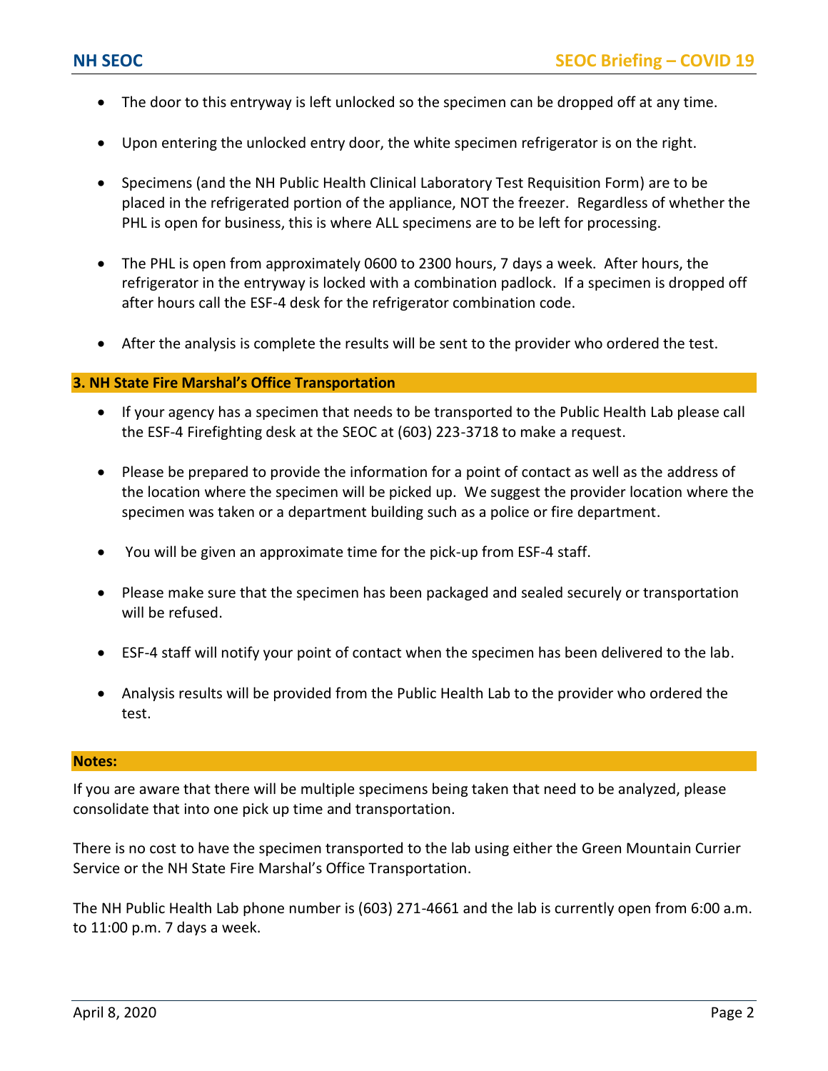- The door to this entryway is left unlocked so the specimen can be dropped off at any time.
- Upon entering the unlocked entry door, the white specimen refrigerator is on the right.
- Specimens (and the NH Public Health Clinical Laboratory Test Requisition Form) are to be placed in the refrigerated portion of the appliance, NOT the freezer. Regardless of whether the PHL is open for business, this is where ALL specimens are to be left for processing.
- The PHL is open from approximately 0600 to 2300 hours, 7 days a week. After hours, the refrigerator in the entryway is locked with a combination padlock. If a specimen is dropped off after hours call the ESF-4 desk for the refrigerator combination code.
- After the analysis is complete the results will be sent to the provider who ordered the test.

## 3. NH State Fire Marshal's Office Transportation

- If your agency has a specimen that needs to be transported to the Public Health Lab please call the ESF-4 Firefighting desk at the SEOC at (603) 223-3718 to make a request.
- Please be prepared to provide the information for a point of contact as well as the address of the location where the specimen will be picked up. We suggest the provider location where the specimen was taken or a department building such as a police or fire department.
- You will be given an approximate time for the pick-up from ESF-4 staff.
- Please make sure that the specimen has been packaged and sealed securely or transportation will be refused.
- ESF-4 staff will notify your point of contact when the specimen has been delivered to the lab.
- Analysis results will be provided from the Public Health Lab to the provider who ordered the test.

## Notes:

If you are aware that there will be multiple specimens being taken that need to be analyzed, please consolidate that into one pick up time and transportation.

There is no cost to have the specimen transported to the lab using either the Green Mountain Currier Service or the NH State Fire Marshal's Office Transportation.

The NH Public Health Lab phone number is (603) 271-4661 and the lab is currently open from 6:00 a.m. to 11:00 p.m. 7 days a week.